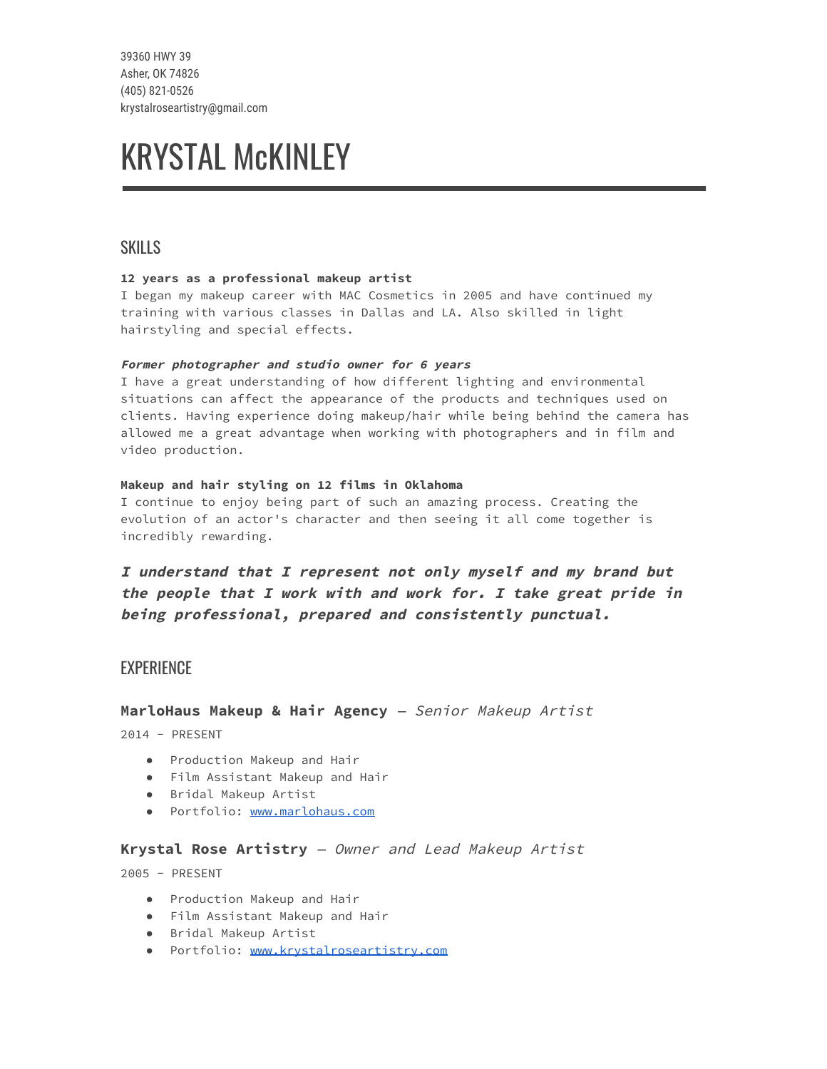39360 HWY 39
Asher, OK 74826
(405) 821-0526
krystalroseartistry@gmail.com

# KRYSTAL McKINLEY

## SKILLS

**12 years as a professional makeup artist**
I began my makeup career with MAC Cosmetics in 2005 and have continued my training with various classes in Dallas and LA. Also skilled in light hairstyling and special effects.

***Former photographer and studio owner for 6 years***
I have a great understanding of how different lighting and environmental situations can affect the appearance of the products and techniques used on clients. Having experience doing makeup/hair while being behind the camera has allowed me a great advantage when working with photographers and in film and video production.

**Makeup and hair styling on 12 films in Oklahoma**
I continue to enjoy being part of such an amazing process. Creating the evolution of an actor's character and then seeing it all come together is incredibly rewarding.

***I understand that I represent not only myself and my brand but the people that I work with and work for. I take great pride in being professional, prepared and consistently punctual.***

## EXPERIENCE

### **MarloHaus Makeup & Hair Agency** — *Senior Makeup Artist*

2014 - PRESENT

- Production Makeup and Hair
- Film Assistant Makeup and Hair
- Bridal Makeup Artist
- Portfolio: [www.marlohaus.com](http://www.marlohaus.com)

### **Krystal Rose Artistry** — *Owner and Lead Makeup Artist*

2005 - PRESENT

- Production Makeup and Hair
- Film Assistant Makeup and Hair
- Bridal Makeup Artist
- Portfolio: [www.krystalroseartistry.com](http://www.krystalroseartistry.com)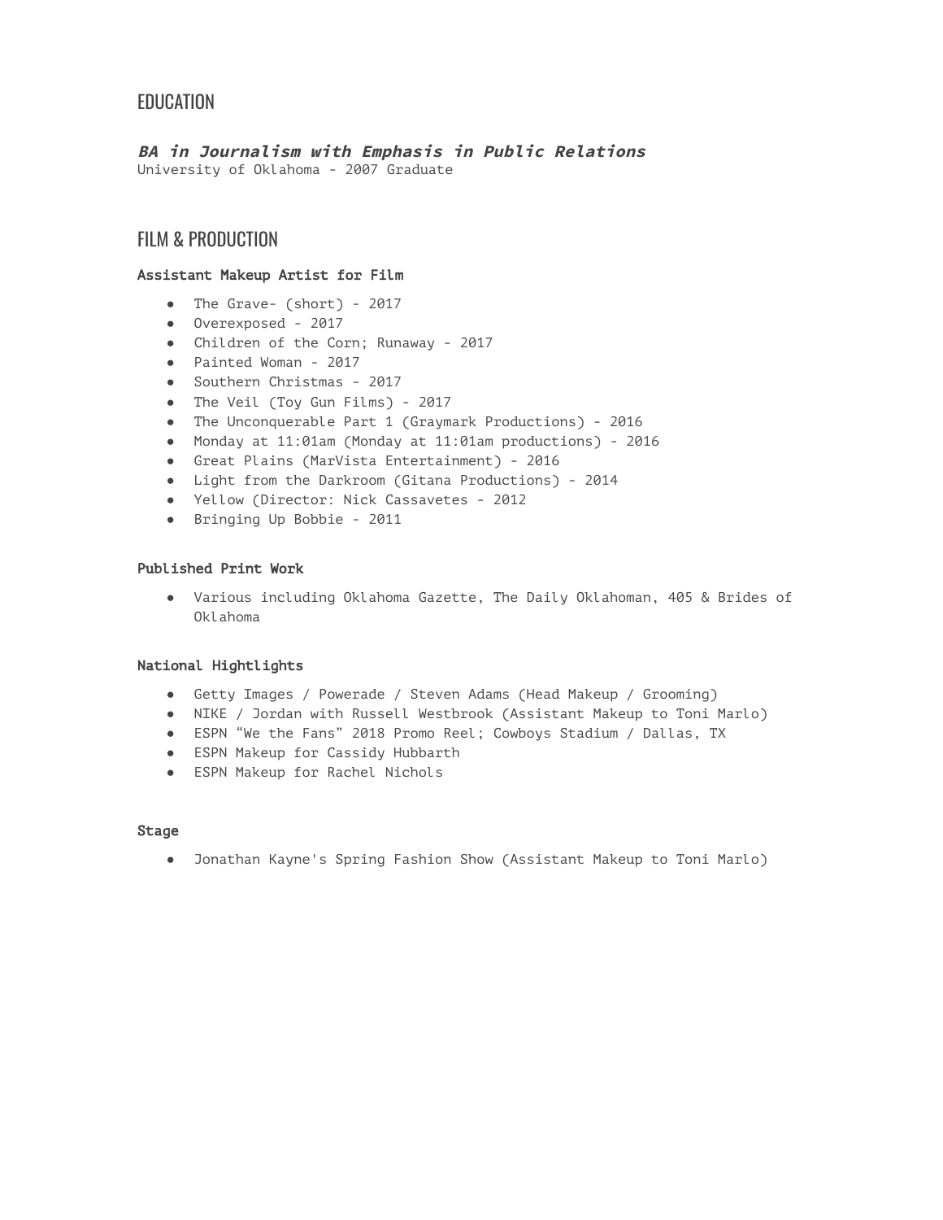## EDUCATION

***BA in Journalism with Emphasis in Public Relations***
University of Oklahoma - 2007 Graduate

## FILM & PRODUCTION

**Assistant Makeup Artist for Film**

- The Grave- (short) - 2017
- Overexposed - 2017
- Children of the Corn; Runaway - 2017
- Painted Woman - 2017
- Southern Christmas - 2017
- The Veil (Toy Gun Films) - 2017
- The Unconquerable Part 1 (Graymark Productions) - 2016
- Monday at 11:01am (Monday at 11:01am productions) - 2016
- Great Plains (MarVista Entertainment) - 2016
- Light from the Darkroom (Gitana Productions) - 2014
- Yellow (Director: Nick Cassavetes - 2012
- Bringing Up Bobbie - 2011

**Published Print Work**

- Various including Oklahoma Gazette, The Daily Oklahoman, 405 & Brides of Oklahoma

**National Hightlights**

- Getty Images / Powerade / Steven Adams (Head Makeup / Grooming)
- NIKE / Jordan with Russell Westbrook (Assistant Makeup to Toni Marlo)
- ESPN "We the Fans" 2018 Promo Reel; Cowboys Stadium / Dallas, TX
- ESPN Makeup for Cassidy Hubbarth
- ESPN Makeup for Rachel Nichols

**Stage**

- Jonathan Kayne's Spring Fashion Show (Assistant Makeup to Toni Marlo)